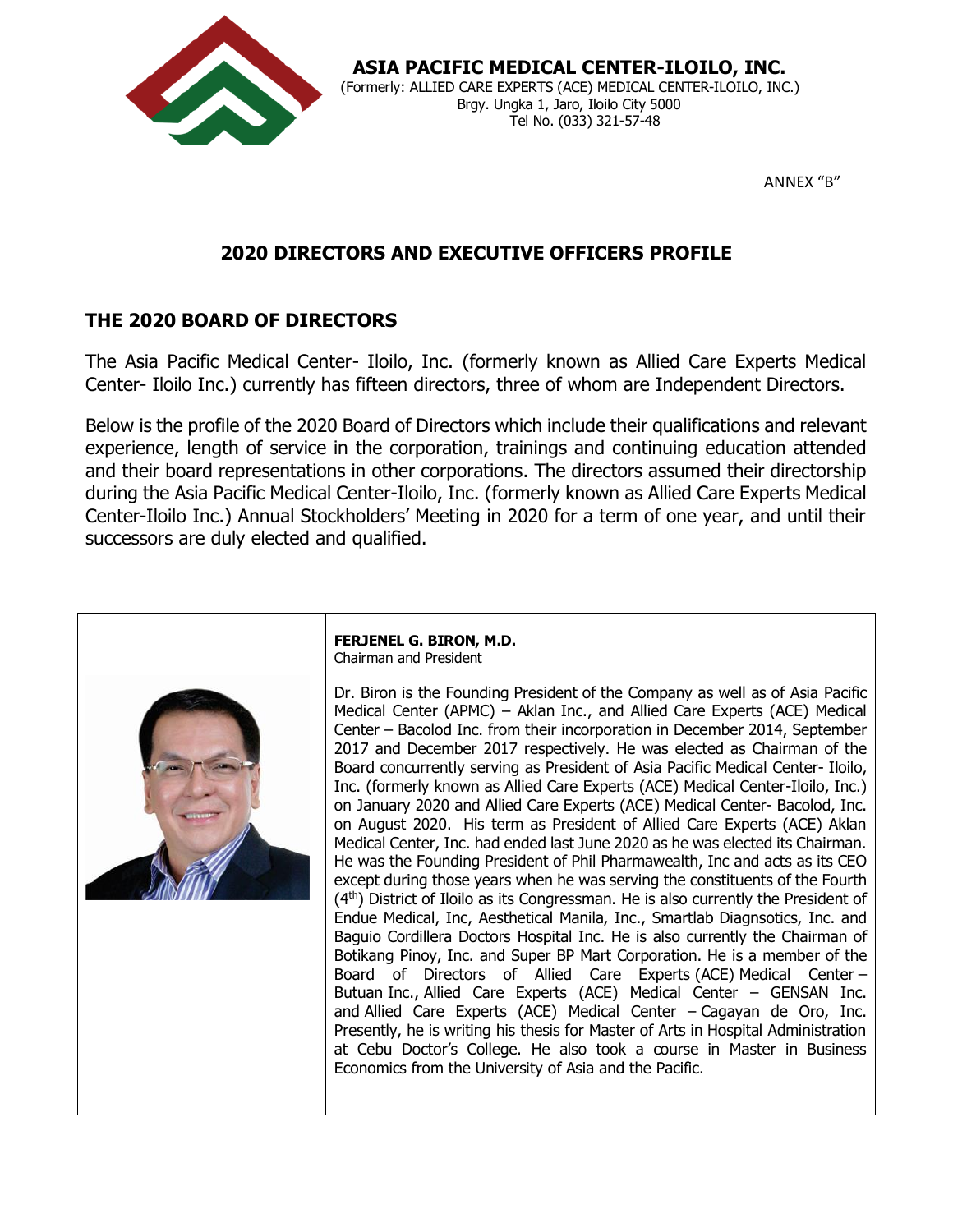**ASIA PACIFIC MEDICAL CENTER-ILOILO, INC.**
(Formerly: ALLIED CARE EXPERTS (ACE) MEDICAL CENTER-ILOILO, INC.)
Brgy. Ungka 1, Jaro, Iloilo City 5000
Tel No. (033) 321-57-48

ANNEX "B"

# 2020 DIRECTORS AND EXECUTIVE OFFICERS PROFILE

## THE 2020 BOARD OF DIRECTORS

The Asia Pacific Medical Center- Iloilo, Inc. (formerly known as Allied Care Experts Medical Center- Iloilo Inc.) currently has fifteen directors, three of whom are Independent Directors.

Below is the profile of the 2020 Board of Directors which include their qualifications and relevant experience, length of service in the corporation, trainings and continuing education attended and their board representations in other corporations. The directors assumed their directorship during the Asia Pacific Medical Center-Iloilo, Inc. (formerly known as Allied Care Experts Medical Center-Iloilo Inc.) Annual Stockholders' Meeting in 2020 for a term of one year, and until their successors are duly elected and qualified.

**FERJENEL G. BIRON, M.D.**
Chairman and President

Dr. Biron is the Founding President of the Company as well as of Asia Pacific Medical Center (APMC) – Aklan Inc., and Allied Care Experts (ACE) Medical Center – Bacolod Inc. from their incorporation in December 2014, September 2017 and December 2017 respectively. He was elected as Chairman of the Board concurrently serving as President of Asia Pacific Medical Center- Iloilo, Inc. (formerly known as Allied Care Experts (ACE) Medical Center-Iloilo, Inc.) on January 2020 and Allied Care Experts (ACE) Medical Center- Bacolod, Inc. on August 2020. His term as President of Allied Care Experts (ACE) Aklan Medical Center, Inc. had ended last June 2020 as he was elected its Chairman. He was the Founding President of Phil Pharmawealth, Inc and acts as its CEO except during those years when he was serving the constituents of the Fourth (4th) District of Iloilo as its Congressman. He is also currently the President of Endue Medical, Inc, Aesthetical Manila, Inc., Smartlab Diagnsotics, Inc. and Baguio Cordillera Doctors Hospital Inc. He is also currently the Chairman of Botikang Pinoy, Inc. and Super BP Mart Corporation. He is a member of the Board of Directors of Allied Care Experts (ACE) Medical Center – Butuan Inc., Allied Care Experts (ACE) Medical Center – GENSAN Inc. and Allied Care Experts (ACE) Medical Center – Cagayan de Oro, Inc. Presently, he is writing his thesis for Master of Arts in Hospital Administration at Cebu Doctor's College. He also took a course in Master in Business Economics from the University of Asia and the Pacific.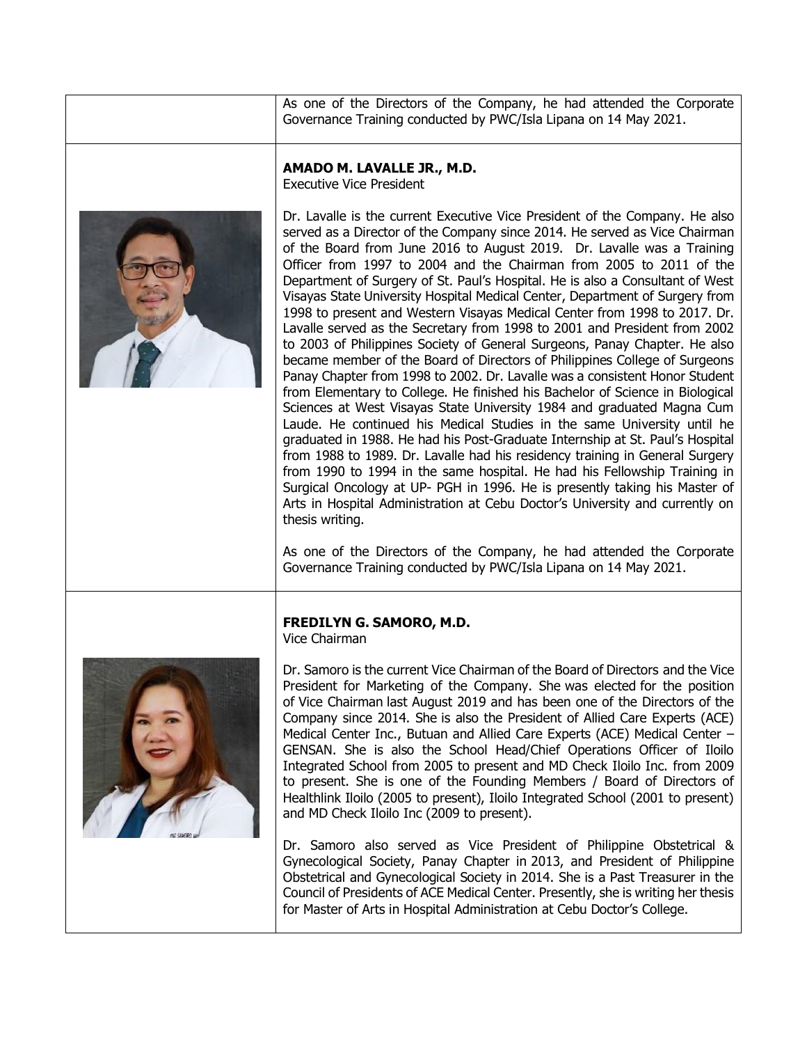As one of the Directors of the Company, he had attended the Corporate Governance Training conducted by PWC/Isla Lipana on 14 May 2021.

**AMADO M. LAVALLE JR., M.D.**
Executive Vice President

Dr. Lavalle is the current Executive Vice President of the Company. He also served as a Director of the Company since 2014. He served as Vice Chairman of the Board from June 2016 to August 2019. Dr. Lavalle was a Training Officer from 1997 to 2004 and the Chairman from 2005 to 2011 of the Department of Surgery of St. Paul's Hospital. He is also a Consultant of West Visayas State University Hospital Medical Center, Department of Surgery from 1998 to present and Western Visayas Medical Center from 1998 to 2017. Dr. Lavalle served as the Secretary from 1998 to 2001 and President from 2002 to 2003 of Philippines Society of General Surgeons, Panay Chapter. He also became member of the Board of Directors of Philippines College of Surgeons Panay Chapter from 1998 to 2002. Dr. Lavalle was a consistent Honor Student from Elementary to College. He finished his Bachelor of Science in Biological Sciences at West Visayas State University 1984 and graduated Magna Cum Laude. He continued his Medical Studies in the same University until he graduated in 1988. He had his Post-Graduate Internship at St. Paul's Hospital from 1988 to 1989. Dr. Lavalle had his residency training in General Surgery from 1990 to 1994 in the same hospital. He had his Fellowship Training in Surgical Oncology at UP- PGH in 1996. He is presently taking his Master of Arts in Hospital Administration at Cebu Doctor's University and currently on thesis writing.

As one of the Directors of the Company, he had attended the Corporate Governance Training conducted by PWC/Isla Lipana on 14 May 2021.

**FREDILYN G. SAMORO, M.D.**
Vice Chairman

Dr. Samoro is the current Vice Chairman of the Board of Directors and the Vice President for Marketing of the Company. She was elected for the position of Vice Chairman last August 2019 and has been one of the Directors of the Company since 2014. She is also the President of Allied Care Experts (ACE) Medical Center Inc., Butuan and Allied Care Experts (ACE) Medical Center – GENSAN. She is also the School Head/Chief Operations Officer of Iloilo Integrated School from 2005 to present and MD Check Iloilo Inc. from 2009 to present. She is one of the Founding Members / Board of Directors of Healthlink Iloilo (2005 to present), Iloilo Integrated School (2001 to present) and MD Check Iloilo Inc (2009 to present).

Dr. Samoro also served as Vice President of Philippine Obstetrical & Gynecological Society, Panay Chapter in 2013, and President of Philippine Obstetrical and Gynecological Society in 2014. She is a Past Treasurer in the Council of Presidents of ACE Medical Center. Presently, she is writing her thesis for Master of Arts in Hospital Administration at Cebu Doctor's College.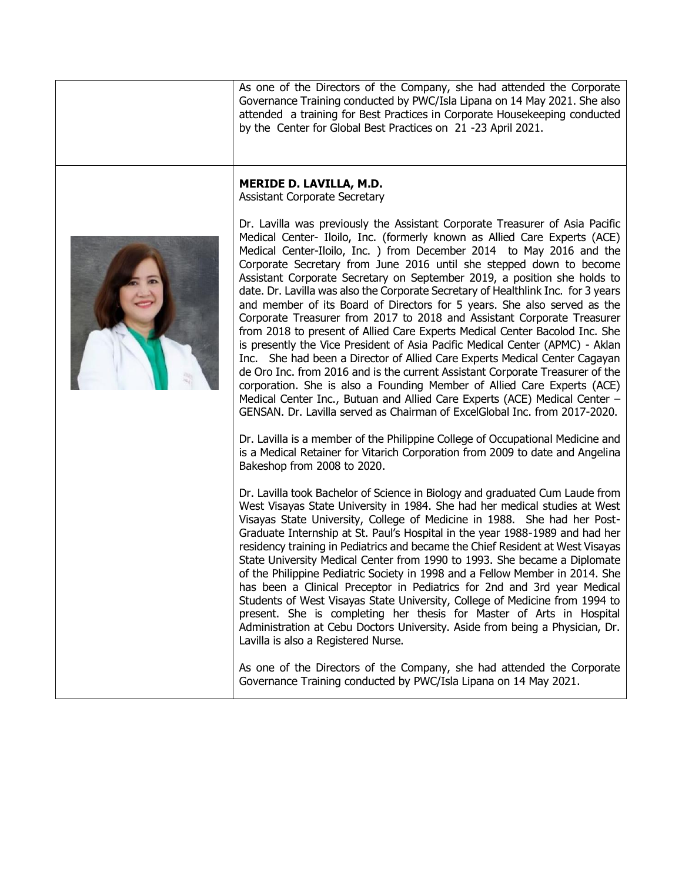As one of the Directors of the Company, she had attended the Corporate Governance Training conducted by PWC/Isla Lipana on 14 May 2021. She also attended a training for Best Practices in Corporate Housekeeping conducted by the Center for Global Best Practices on 21 -23 April 2021.

**MERIDE D. LAVILLA, M.D.**
Assistant Corporate Secretary

Dr. Lavilla was previously the Assistant Corporate Treasurer of Asia Pacific Medical Center- Iloilo, Inc. (formerly known as Allied Care Experts (ACE) Medical Center-Iloilo, Inc. ) from December 2014 to May 2016 and the Corporate Secretary from June 2016 until she stepped down to become Assistant Corporate Secretary on September 2019, a position she holds to date. Dr. Lavilla was also the Corporate Secretary of Healthlink Inc. for 3 years and member of its Board of Directors for 5 years. She also served as the Corporate Treasurer from 2017 to 2018 and Assistant Corporate Treasurer from 2018 to present of Allied Care Experts Medical Center Bacolod Inc. She is presently the Vice President of Asia Pacific Medical Center (APMC) - Aklan Inc. She had been a Director of Allied Care Experts Medical Center Cagayan de Oro Inc. from 2016 and is the current Assistant Corporate Treasurer of the corporation. She is also a Founding Member of Allied Care Experts (ACE) Medical Center Inc., Butuan and Allied Care Experts (ACE) Medical Center – GENSAN. Dr. Lavilla served as Chairman of ExcelGlobal Inc. from 2017-2020.

Dr. Lavilla is a member of the Philippine College of Occupational Medicine and is a Medical Retainer for Vitarich Corporation from 2009 to date and Angelina Bakeshop from 2008 to 2020.

Dr. Lavilla took Bachelor of Science in Biology and graduated Cum Laude from West Visayas State University in 1984. She had her medical studies at West Visayas State University, College of Medicine in 1988. She had her Post-Graduate Internship at St. Paul's Hospital in the year 1988-1989 and had her residency training in Pediatrics and became the Chief Resident at West Visayas State University Medical Center from 1990 to 1993. She became a Diplomate of the Philippine Pediatric Society in 1998 and a Fellow Member in 2014. She has been a Clinical Preceptor in Pediatrics for 2nd and 3rd year Medical Students of West Visayas State University, College of Medicine from 1994 to present. She is completing her thesis for Master of Arts in Hospital Administration at Cebu Doctors University. Aside from being a Physician, Dr. Lavilla is also a Registered Nurse.

As one of the Directors of the Company, she had attended the Corporate Governance Training conducted by PWC/Isla Lipana on 14 May 2021.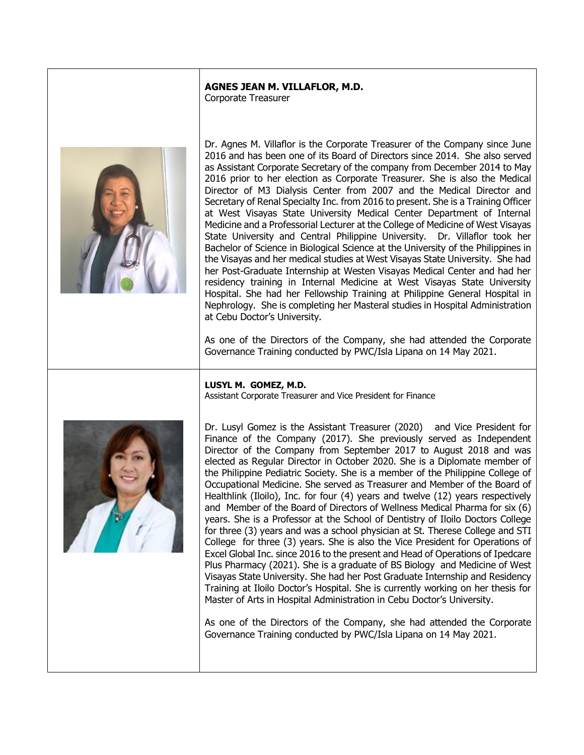**AGNES JEAN M. VILLAFLOR, M.D.**
Corporate Treasurer

Dr. Agnes M. Villaflor is the Corporate Treasurer of the Company since June 2016 and has been one of its Board of Directors since 2014. She also served as Assistant Corporate Secretary of the company from December 2014 to May 2016 prior to her election as Corporate Treasurer. She is also the Medical Director of M3 Dialysis Center from 2007 and the Medical Director and Secretary of Renal Specialty Inc. from 2016 to present. She is a Training Officer at West Visayas State University Medical Center Department of Internal Medicine and a Professorial Lecturer at the College of Medicine of West Visayas State University and Central Philippine University. Dr. Villaflor took her Bachelor of Science in Biological Science at the University of the Philippines in the Visayas and her medical studies at West Visayas State University. She had her Post-Graduate Internship at Westen Visayas Medical Center and had her residency training in Internal Medicine at West Visayas State University Hospital. She had her Fellowship Training at Philippine General Hospital in Nephrology. She is completing her Masteral studies in Hospital Administration at Cebu Doctor's University.

As one of the Directors of the Company, she had attended the Corporate Governance Training conducted by PWC/Isla Lipana on 14 May 2021.

**LUSYL M. GOMEZ, M.D.**
Assistant Corporate Treasurer and Vice President for Finance

Dr. Lusyl Gomez is the Assistant Treasurer (2020) and Vice President for Finance of the Company (2017). She previously served as Independent Director of the Company from September 2017 to August 2018 and was elected as Regular Director in October 2020. She is a Diplomate member of the Philippine Pediatric Society. She is a member of the Philippine College of Occupational Medicine. She served as Treasurer and Member of the Board of Healthlink (Iloilo), Inc. for four (4) years and twelve (12) years respectively and Member of the Board of Directors of Wellness Medical Pharma for six (6) years. She is a Professor at the School of Dentistry of Iloilo Doctors College for three (3) years and was a school physician at St. Therese College and STI College for three (3) years. She is also the Vice President for Operations of Excel Global Inc. since 2016 to the present and Head of Operations of Ipedcare Plus Pharmacy (2021). She is a graduate of BS Biology and Medicine of West Visayas State University. She had her Post Graduate Internship and Residency Training at Iloilo Doctor's Hospital. She is currently working on her thesis for Master of Arts in Hospital Administration in Cebu Doctor's University.

As one of the Directors of the Company, she had attended the Corporate Governance Training conducted by PWC/Isla Lipana on 14 May 2021.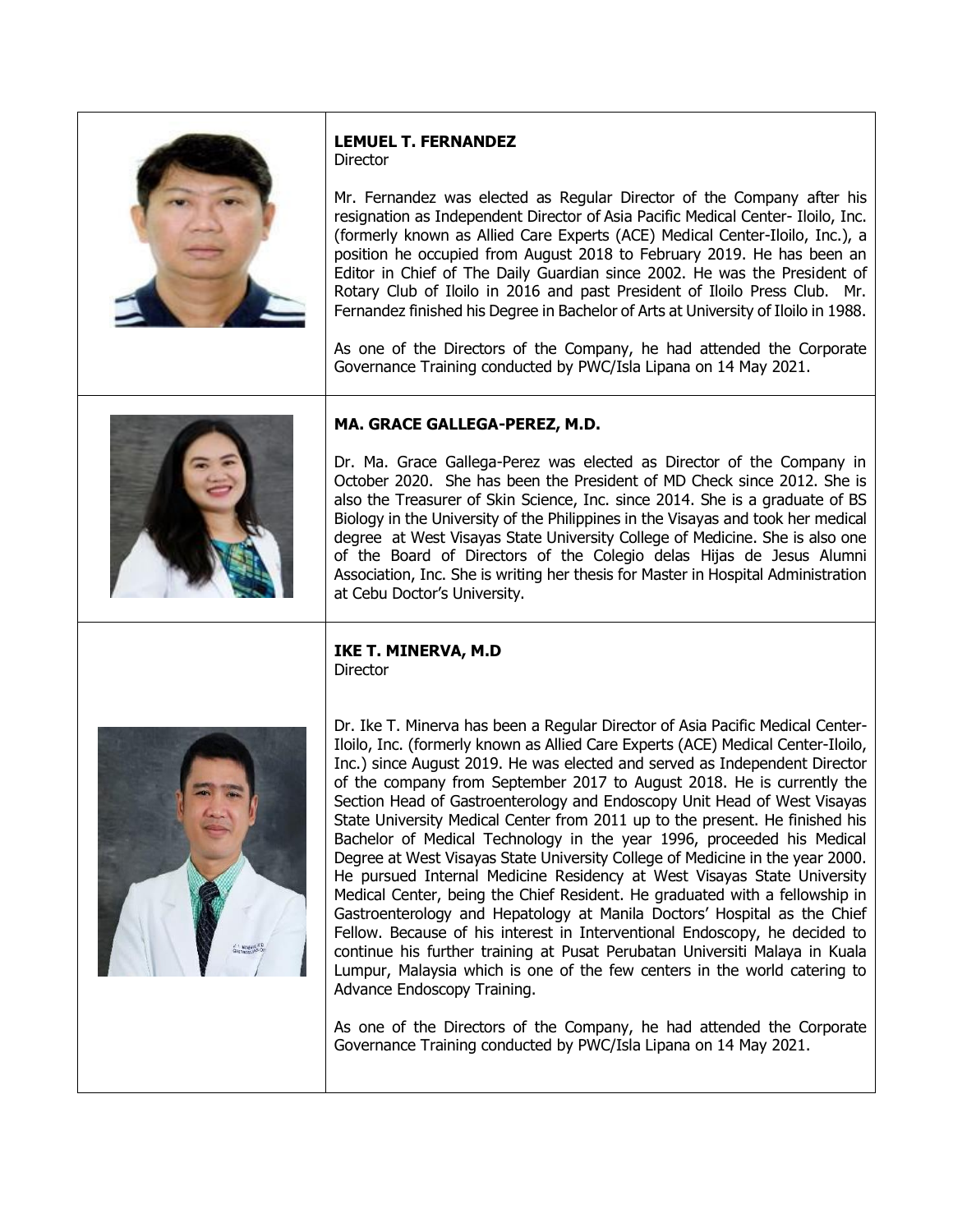**LEMUEL T. FERNANDEZ**
Director

Mr. Fernandez was elected as Regular Director of the Company after his resignation as Independent Director of Asia Pacific Medical Center- Iloilo, Inc. (formerly known as Allied Care Experts (ACE) Medical Center-Iloilo, Inc.), a position he occupied from August 2018 to February 2019. He has been an Editor in Chief of The Daily Guardian since 2002. He was the President of Rotary Club of Iloilo in 2016 and past President of Iloilo Press Club. Mr. Fernandez finished his Degree in Bachelor of Arts at University of Iloilo in 1988.

As one of the Directors of the Company, he had attended the Corporate Governance Training conducted by PWC/Isla Lipana on 14 May 2021.

**MA. GRACE GALLEGA-PEREZ, M.D.**

Dr. Ma. Grace Gallega-Perez was elected as Director of the Company in October 2020. She has been the President of MD Check since 2012. She is also the Treasurer of Skin Science, Inc. since 2014. She is a graduate of BS Biology in the University of the Philippines in the Visayas and took her medical degree at West Visayas State University College of Medicine. She is also one of the Board of Directors of the Colegio delas Hijas de Jesus Alumni Association, Inc. She is writing her thesis for Master in Hospital Administration at Cebu Doctor's University.

**IKE T. MINERVA, M.D**
Director

Dr. Ike T. Minerva has been a Regular Director of Asia Pacific Medical Center-Iloilo, Inc. (formerly known as Allied Care Experts (ACE) Medical Center-Iloilo, Inc.) since August 2019. He was elected and served as Independent Director of the company from September 2017 to August 2018. He is currently the Section Head of Gastroenterology and Endoscopy Unit Head of West Visayas State University Medical Center from 2011 up to the present. He finished his Bachelor of Medical Technology in the year 1996, proceeded his Medical Degree at West Visayas State University College of Medicine in the year 2000. He pursued Internal Medicine Residency at West Visayas State University Medical Center, being the Chief Resident. He graduated with a fellowship in Gastroenterology and Hepatology at Manila Doctors' Hospital as the Chief Fellow. Because of his interest in Interventional Endoscopy, he decided to continue his further training at Pusat Perubatan Universiti Malaya in Kuala Lumpur, Malaysia which is one of the few centers in the world catering to Advance Endoscopy Training.

As one of the Directors of the Company, he had attended the Corporate Governance Training conducted by PWC/Isla Lipana on 14 May 2021.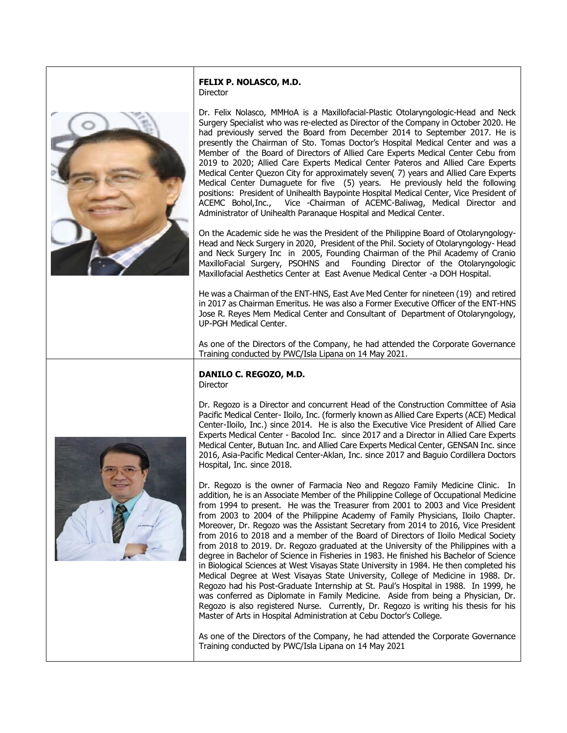**FELIX P. NOLASCO, M.D.**
Director

Dr. Felix Nolasco, MMHoA is a Maxillofacial-Plastic Otolaryngologic-Head and Neck Surgery Specialist who was re-elected as Director of the Company in October 2020. He had previously served the Board from December 2014 to September 2017. He is presently the Chairman of Sto. Tomas Doctor's Hospital Medical Center and was a Member of the Board of Directors of Allied Care Experts Medical Center Cebu from 2019 to 2020; Allied Care Experts Medical Center Pateros and Allied Care Experts Medical Center Quezon City for approximately seven( 7) years and Allied Care Experts Medical Center Dumaguete for five (5) years. He previously held the following positions: President of Unihealth Baypointe Hospital Medical Center, Vice President of ACEMC Bohol,Inc., Vice -Chairman of ACEMC-Baliwag, Medical Director and Administrator of Unihealth Paranaque Hospital and Medical Center.

On the Academic side he was the President of the Philippine Board of Otolaryngology-Head and Neck Surgery in 2020, President of the Phil. Society of Otolaryngology- Head and Neck Surgery Inc in 2005, Founding Chairman of the Phil Academy of Cranio MaxilloFacial Surgery, PSOHNS and Founding Director of the Otolaryngologic Maxillofacial Aesthetics Center at East Avenue Medical Center -a DOH Hospital.

He was a Chairman of the ENT-HNS, East Ave Med Center for nineteen (19) and retired in 2017 as Chairman Emeritus. He was also a Former Executive Officer of the ENT-HNS Jose R. Reyes Mem Medical Center and Consultant of Department of Otolaryngology, UP-PGH Medical Center.

As one of the Directors of the Company, he had attended the Corporate Governance Training conducted by PWC/Isla Lipana on 14 May 2021.

**DANILO C. REGOZO, M.D.**
Director

Dr. Regozo is a Director and concurrent Head of the Construction Committee of Asia Pacific Medical Center- Iloilo, Inc. (formerly known as Allied Care Experts (ACE) Medical Center-Iloilo, Inc.) since 2014. He is also the Executive Vice President of Allied Care Experts Medical Center - Bacolod Inc. since 2017 and a Director in Allied Care Experts Medical Center, Butuan Inc. and Allied Care Experts Medical Center, GENSAN Inc. since 2016, Asia-Pacific Medical Center-Aklan, Inc. since 2017 and Baguio Cordillera Doctors Hospital, Inc. since 2018.

Dr. Regozo is the owner of Farmacia Neo and Regozo Family Medicine Clinic. In addition, he is an Associate Member of the Philippine College of Occupational Medicine from 1994 to present. He was the Treasurer from 2001 to 2003 and Vice President from 2003 to 2004 of the Philippine Academy of Family Physicians, Iloilo Chapter. Moreover, Dr. Regozo was the Assistant Secretary from 2014 to 2016, Vice President from 2016 to 2018 and a member of the Board of Directors of Iloilo Medical Society from 2018 to 2019. Dr. Regozo graduated at the University of the Philippines with a degree in Bachelor of Science in Fisheries in 1983. He finished his Bachelor of Science in Biological Sciences at West Visayas State University in 1984. He then completed his Medical Degree at West Visayas State University, College of Medicine in 1988. Dr. Regozo had his Post-Graduate Internship at St. Paul's Hospital in 1988. In 1999, he was conferred as Diplomate in Family Medicine. Aside from being a Physician, Dr. Regozo is also registered Nurse. Currently, Dr. Regozo is writing his thesis for his Master of Arts in Hospital Administration at Cebu Doctor's College.

As one of the Directors of the Company, he had attended the Corporate Governance Training conducted by PWC/Isla Lipana on 14 May 2021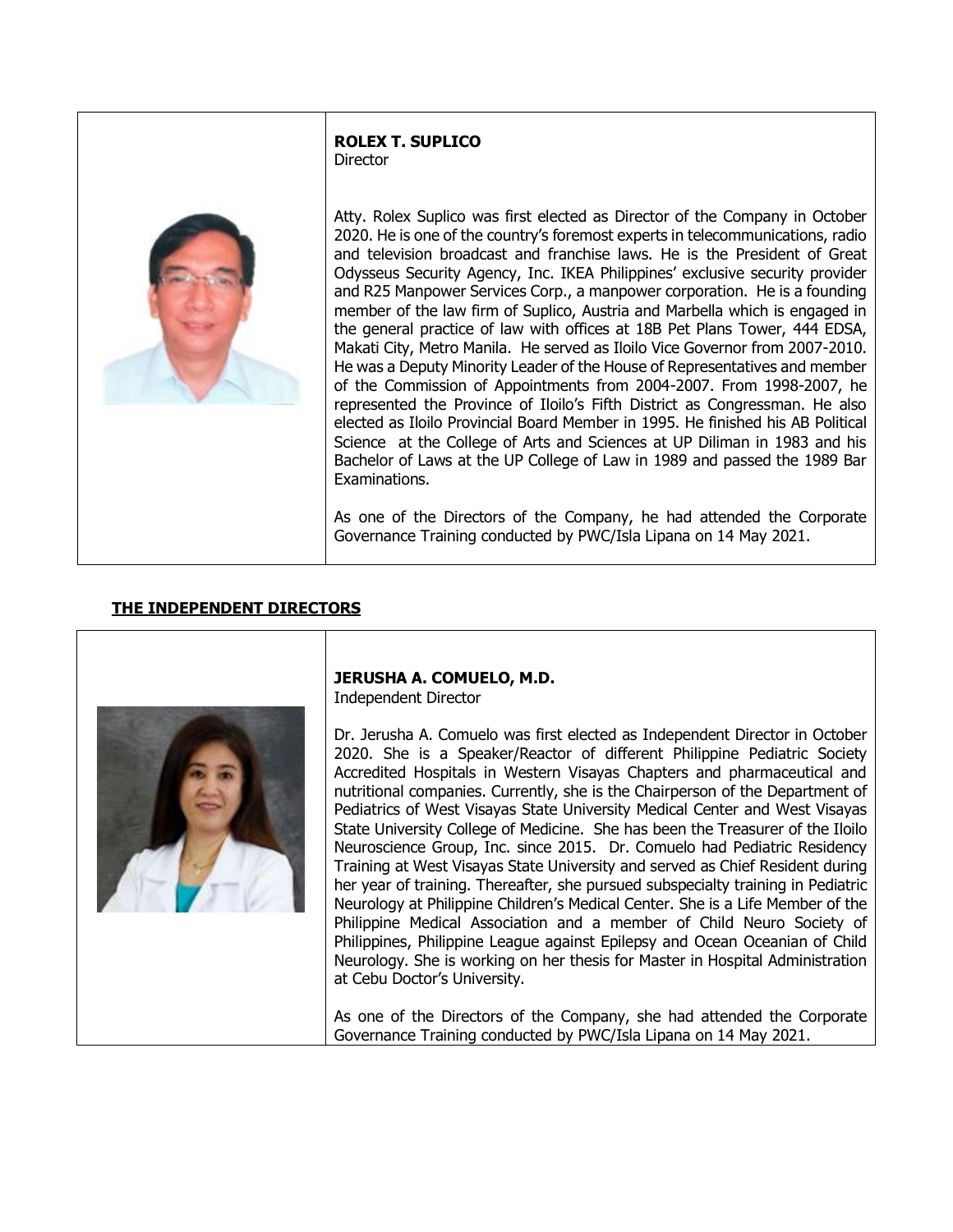**ROLEX T. SUPLICO**
Director

Atty. Rolex Suplico was first elected as Director of the Company in October 2020. He is one of the country's foremost experts in telecommunications, radio and television broadcast and franchise laws. He is the President of Great Odysseus Security Agency, Inc. IKEA Philippines' exclusive security provider and R25 Manpower Services Corp., a manpower corporation. He is a founding member of the law firm of Suplico, Austria and Marbella which is engaged in the general practice of law with offices at 18B Pet Plans Tower, 444 EDSA, Makati City, Metro Manila. He served as Iloilo Vice Governor from 2007-2010. He was a Deputy Minority Leader of the House of Representatives and member of the Commission of Appointments from 2004-2007. From 1998-2007, he represented the Province of Iloilo's Fifth District as Congressman. He also elected as Iloilo Provincial Board Member in 1995. He finished his AB Political Science at the College of Arts and Sciences at UP Diliman in 1983 and his Bachelor of Laws at the UP College of Law in 1989 and passed the 1989 Bar Examinations.

As one of the Directors of the Company, he had attended the Corporate Governance Training conducted by PWC/Isla Lipana on 14 May 2021.

## THE INDEPENDENT DIRECTORS

**JERUSHA A. COMUELO, M.D.**
Independent Director

Dr. Jerusha A. Comuelo was first elected as Independent Director in October 2020. She is a Speaker/Reactor of different Philippine Pediatric Society Accredited Hospitals in Western Visayas Chapters and pharmaceutical and nutritional companies. Currently, she is the Chairperson of the Department of Pediatrics of West Visayas State University Medical Center and West Visayas State University College of Medicine. She has been the Treasurer of the Iloilo Neuroscience Group, Inc. since 2015. Dr. Comuelo had Pediatric Residency Training at West Visayas State University and served as Chief Resident during her year of training. Thereafter, she pursued subspecialty training in Pediatric Neurology at Philippine Children's Medical Center. She is a Life Member of the Philippine Medical Association and a member of Child Neuro Society of Philippines, Philippine League against Epilepsy and Ocean Oceanian of Child Neurology. She is working on her thesis for Master in Hospital Administration at Cebu Doctor's University.

As one of the Directors of the Company, she had attended the Corporate Governance Training conducted by PWC/Isla Lipana on 14 May 2021.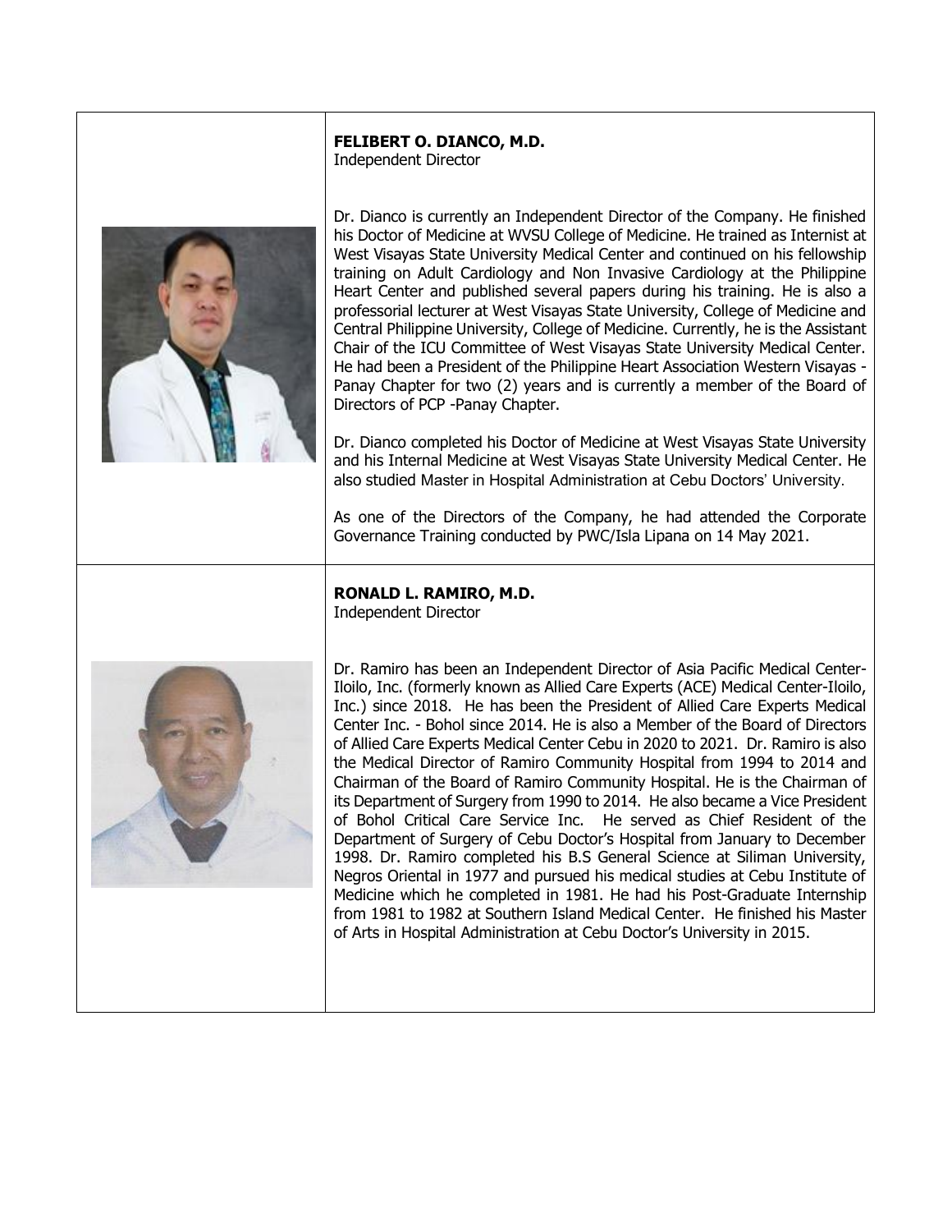**FELIBERT O. DIANCO, M.D.**
Independent Director

Dr. Dianco is currently an Independent Director of the Company. He finished his Doctor of Medicine at WVSU College of Medicine. He trained as Internist at West Visayas State University Medical Center and continued on his fellowship training on Adult Cardiology and Non Invasive Cardiology at the Philippine Heart Center and published several papers during his training. He is also a professorial lecturer at West Visayas State University, College of Medicine and Central Philippine University, College of Medicine. Currently, he is the Assistant Chair of the ICU Committee of West Visayas State University Medical Center. He had been a President of the Philippine Heart Association Western Visayas - Panay Chapter for two (2) years and is currently a member of the Board of Directors of PCP -Panay Chapter.

Dr. Dianco completed his Doctor of Medicine at West Visayas State University and his Internal Medicine at West Visayas State University Medical Center. He also studied Master in Hospital Administration at Cebu Doctors' University.

As one of the Directors of the Company, he had attended the Corporate Governance Training conducted by PWC/Isla Lipana on 14 May 2021.

**RONALD L. RAMIRO, M.D.**
Independent Director

Dr. Ramiro has been an Independent Director of Asia Pacific Medical Center-Iloilo, Inc. (formerly known as Allied Care Experts (ACE) Medical Center-Iloilo, Inc.) since 2018. He has been the President of Allied Care Experts Medical Center Inc. - Bohol since 2014. He is also a Member of the Board of Directors of Allied Care Experts Medical Center Cebu in 2020 to 2021. Dr. Ramiro is also the Medical Director of Ramiro Community Hospital from 1994 to 2014 and Chairman of the Board of Ramiro Community Hospital. He is the Chairman of its Department of Surgery from 1990 to 2014. He also became a Vice President of Bohol Critical Care Service Inc. He served as Chief Resident of the Department of Surgery of Cebu Doctor's Hospital from January to December 1998. Dr. Ramiro completed his B.S General Science at Siliman University, Negros Oriental in 1977 and pursued his medical studies at Cebu Institute of Medicine which he completed in 1981. He had his Post-Graduate Internship from 1981 to 1982 at Southern Island Medical Center. He finished his Master of Arts in Hospital Administration at Cebu Doctor's University in 2015.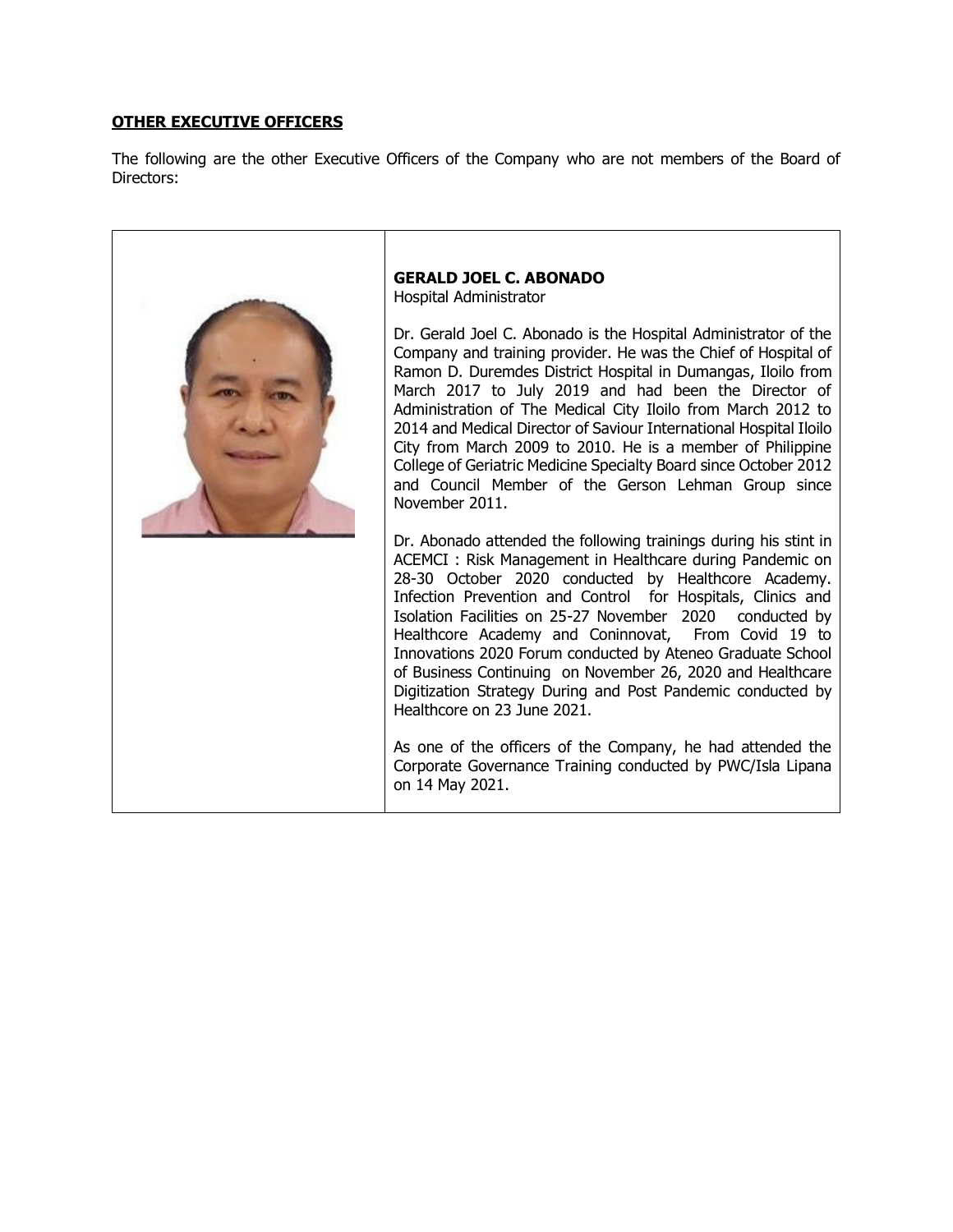**OTHER EXECUTIVE OFFICERS**

The following are the other Executive Officers of the Company who are not members of the Board of Directors:

**GERALD JOEL C. ABONADO**
Hospital Administrator

Dr. Gerald Joel C. Abonado is the Hospital Administrator of the Company and training provider. He was the Chief of Hospital of Ramon D. Duremdes District Hospital in Dumangas, Iloilo from March 2017 to July 2019 and had been the Director of Administration of The Medical City Iloilo from March 2012 to 2014 and Medical Director of Saviour International Hospital Iloilo City from March 2009 to 2010. He is a member of Philippine College of Geriatric Medicine Specialty Board since October 2012 and Council Member of the Gerson Lehman Group since November 2011.

Dr. Abonado attended the following trainings during his stint in ACEMCI : Risk Management in Healthcare during Pandemic on 28-30 October 2020 conducted by Healthcore Academy. Infection Prevention and Control for Hospitals, Clinics and Isolation Facilities on 25-27 November 2020 conducted by Healthcore Academy and Coninnovat, From Covid 19 to Innovations 2020 Forum conducted by Ateneo Graduate School of Business Continuing on November 26, 2020 and Healthcare Digitization Strategy During and Post Pandemic conducted by Healthcore on 23 June 2021.

As one of the officers of the Company, he had attended the Corporate Governance Training conducted by PWC/Isla Lipana on 14 May 2021.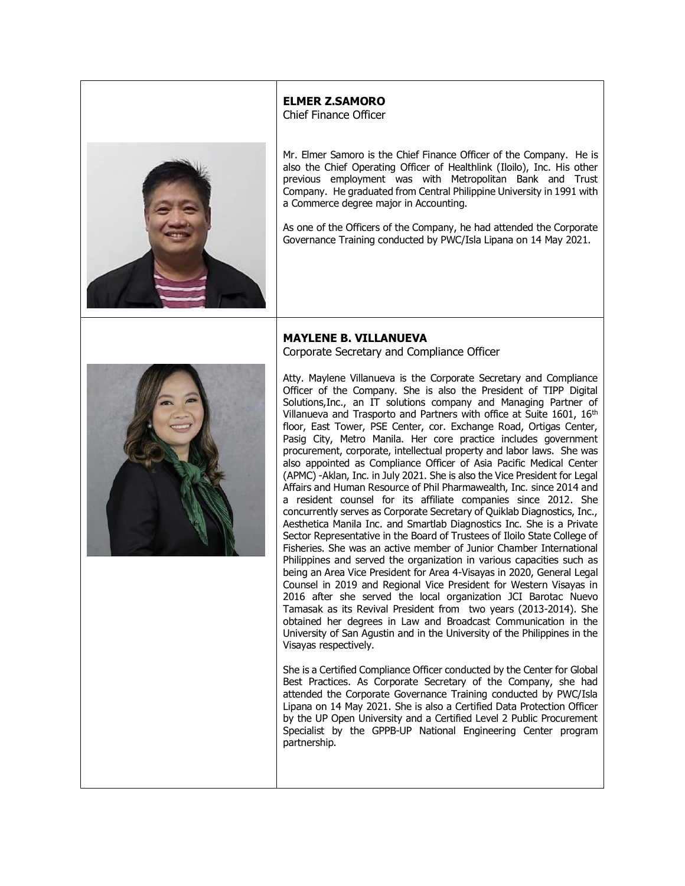**ELMER Z.SAMORO**
Chief Finance Officer

Mr. Elmer Samoro is the Chief Finance Officer of the Company. He is also the Chief Operating Officer of Healthlink (Iloilo), Inc. His other previous employment was with Metropolitan Bank and Trust Company. He graduated from Central Philippine University in 1991 with a Commerce degree major in Accounting.

As one of the Officers of the Company, he had attended the Corporate Governance Training conducted by PWC/Isla Lipana on 14 May 2021.

**MAYLENE B. VILLANUEVA**
Corporate Secretary and Compliance Officer

Atty. Maylene Villanueva is the Corporate Secretary and Compliance Officer of the Company. She is also the President of TIPP Digital Solutions,Inc., an IT solutions company and Managing Partner of Villanueva and Trasporto and Partners with office at Suite 1601, 16th floor, East Tower, PSE Center, cor. Exchange Road, Ortigas Center, Pasig City, Metro Manila. Her core practice includes government procurement, corporate, intellectual property and labor laws. She was also appointed as Compliance Officer of Asia Pacific Medical Center (APMC) -Aklan, Inc. in July 2021. She is also the Vice President for Legal Affairs and Human Resource of Phil Pharmawealth, Inc. since 2014 and a resident counsel for its affiliate companies since 2012. She concurrently serves as Corporate Secretary of Quiklab Diagnostics, Inc., Aesthetica Manila Inc. and Smartlab Diagnostics Inc. She is a Private Sector Representative in the Board of Trustees of Iloilo State College of Fisheries. She was an active member of Junior Chamber International Philippines and served the organization in various capacities such as being an Area Vice President for Area 4-Visayas in 2020, General Legal Counsel in 2019 and Regional Vice President for Western Visayas in 2016 after she served the local organization JCI Barotac Nuevo Tamasak as its Revival President from two years (2013-2014). She obtained her degrees in Law and Broadcast Communication in the University of San Agustin and in the University of the Philippines in the Visayas respectively.

She is a Certified Compliance Officer conducted by the Center for Global Best Practices. As Corporate Secretary of the Company, she had attended the Corporate Governance Training conducted by PWC/Isla Lipana on 14 May 2021. She is also a Certified Data Protection Officer by the UP Open University and a Certified Level 2 Public Procurement Specialist by the GPPB-UP National Engineering Center program partnership.